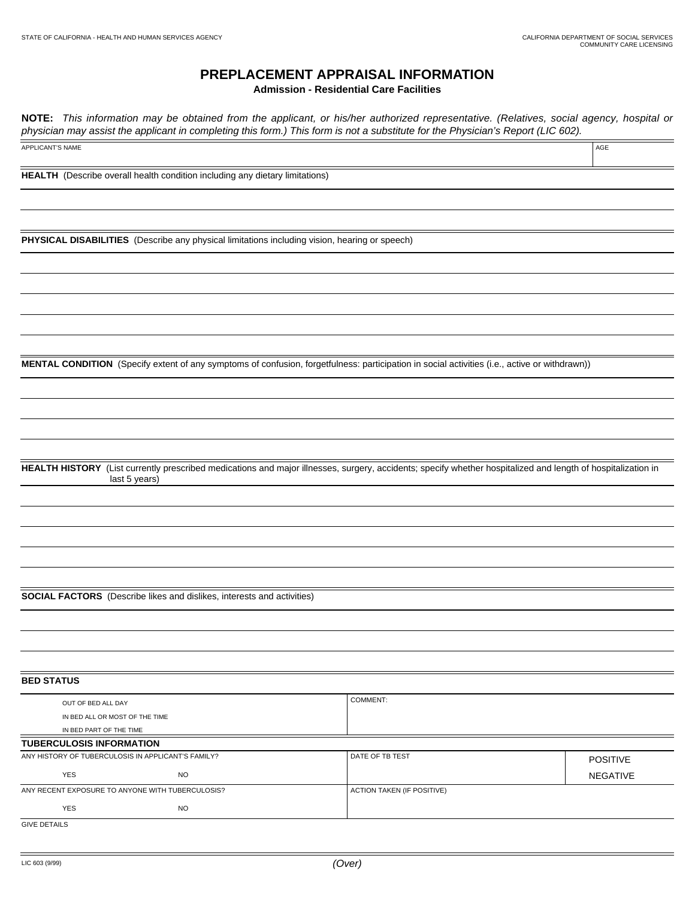STATE OF CALIFORNIA - HEALTH AND HUMAN SERVICES AGENCY

CALIFORNIA DEPARTMENT OF SOCIAL SERVICES
COMMUNITY CARE LICENSING

# PREPLACEMENT APPRAISAL INFORMATION

**Admission - Residential Care Facilities**

**NOTE:** *This information may be obtained from the applicant, or his/her authorized representative. (Relatives, social agency, hospital or physician may assist the applicant in completing this form.) This form is not a substitute for the Physician's Report (LIC 602).*

| APPLICANT'S NAME | AGE |
|---|---|
| | |

**HEALTH** (Describe overall health condition including any dietary limitations)

**PHYSICAL DISABILITIES** (Describe any physical limitations including vision, hearing or speech)

**MENTAL CONDITION** (Specify extent of any symptoms of confusion, forgetfulness: participation in social activities (i.e., active or withdrawn))

**HEALTH HISTORY** (List currently prescribed medications and major illnesses, surgery, accidents; specify whether hospitalized and length of hospitalization in last 5 years)

**SOCIAL FACTORS** (Describe likes and dislikes, interests and activities)

**BED STATUS**

| | |
|---|---|
| OUT OF BED ALL DAY<br>IN BED ALL OR MOST OF THE TIME<br>IN BED PART OF THE TIME | COMMENT: |

**TUBERCULOSIS INFORMATION**

| | | |
|---|---|---|
| ANY HISTORY OF TUBERCULOSIS IN APPLICANT'S FAMILY?<br>YES NO | DATE OF TB TEST | POSITIVE<br>NEGATIVE |
| ANY RECENT EXPOSURE TO ANYONE WITH TUBERCULOSIS?<br>YES NO | ACTION TAKEN (IF POSITIVE) | |

GIVE DETAILS

LIC 603 (9/99)

*(Over)*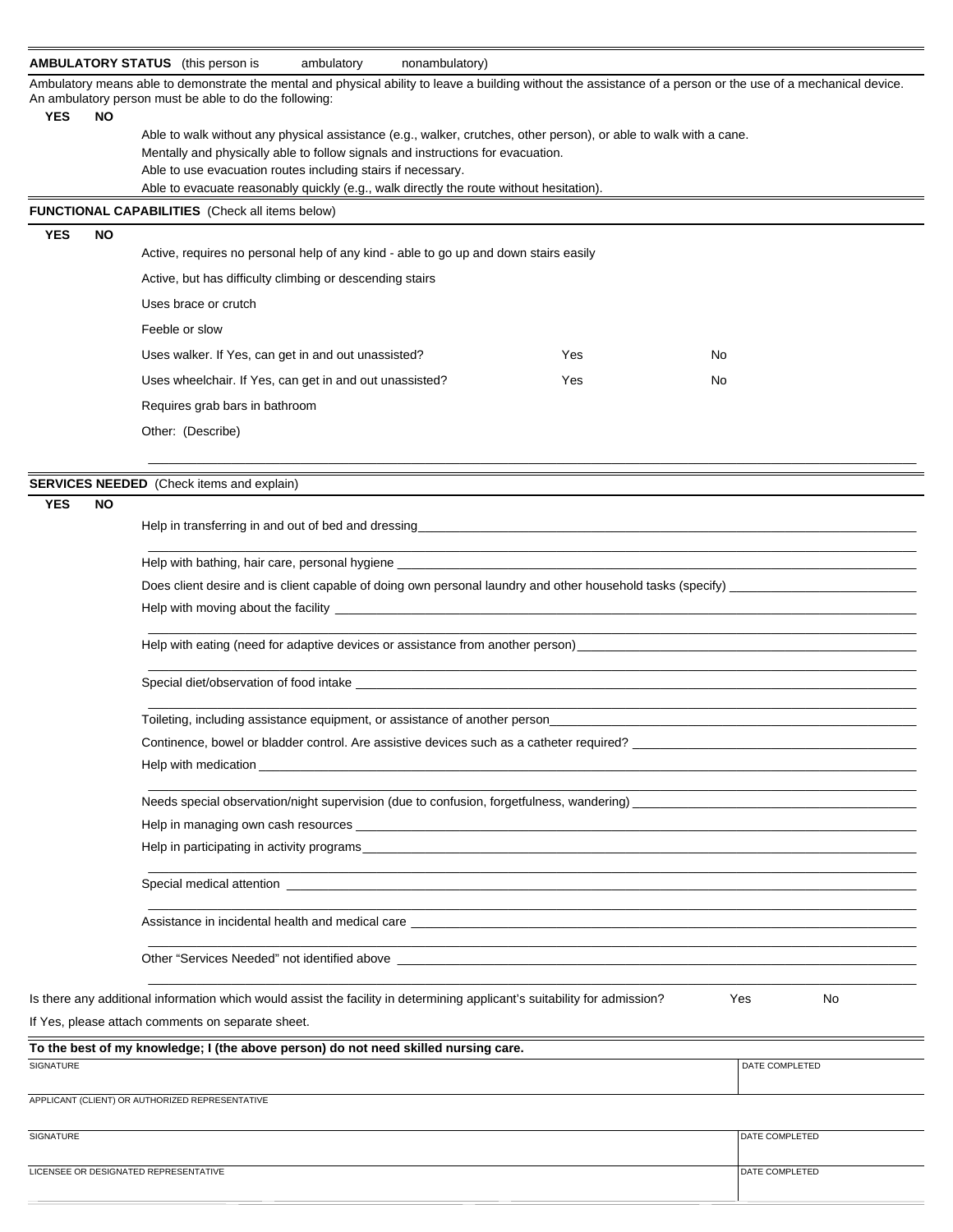**AMBULATORY STATUS** (this person is ambulatory nonambulatory)

Ambulatory means able to demonstrate the mental and physical ability to leave a building without the assistance of a person or the use of a mechanical device. An ambulatory person must be able to do the following:

| YES | NO | |
|---|---|---|
| | | Able to walk without any physical assistance (e.g., walker, crutches, other person), or able to walk with a cane. |
| | | Mentally and physically able to follow signals and instructions for evacuation. |
| | | Able to use evacuation routes including stairs if necessary. |
| | | Able to evacuate reasonably quickly (e.g., walk directly the route without hesitation). |

**FUNCTIONAL CAPABILITIES** (Check all items below)

| YES | NO | | | |
|---|---|---|---|---|
| | | Active, requires no personal help of any kind - able to go up and down stairs easily | | |
| | | Active, but has difficulty climbing or descending stairs | | |
| | | Uses brace or crutch | | |
| | | Feeble or slow | | |
| | | Uses walker. If Yes, can get in and out unassisted? | Yes | No |
| | | Uses wheelchair. If Yes, can get in and out unassisted? | Yes | No |
| | | Requires grab bars in bathroom | | |
| | | Other: (Describe) | | |

______________________________________________________________________

**SERVICES NEEDED** (Check items and explain)

| YES | NO | |
|---|---|---|
| | | Help in transferring in and out of bed and dressing ______________________ |
| | | Help with bathing, hair care, personal hygiene ______________________ |
| | | Does client desire and is client capable of doing own personal laundry and other household tasks (specify) ______________________ |
| | | Help with moving about the facility ______________________ |
| | | Help with eating (need for adaptive devices or assistance from another person) ______________________ |
| | | Special diet/observation of food intake ______________________ |
| | | Toileting, including assistance equipment, or assistance of another person ______________________ |
| | | Continence, bowel or bladder control. Are assistive devices such as a catheter required? ______________________ |
| | | Help with medication ______________________ |
| | | Needs special observation/night supervision (due to confusion, forgetfulness, wandering) ______________________ |
| | | Help in managing own cash resources ______________________ |
| | | Help in participating in activity programs ______________________ |
| | | Special medical attention ______________________ |
| | | Assistance in incidental health and medical care ______________________ |
| | | Other "Services Needed" not identified above ______________________ |

Is there any additional information which would assist the facility in determining applicant's suitability for admission? Yes No

If Yes, please attach comments on separate sheet.

**To the best of my knowledge; I (the above person) do not need skilled nursing care.**

| SIGNATURE | DATE COMPLETED |
|---|---|
| APPLICANT (CLIENT) OR AUTHORIZED REPRESENTATIVE | |
| SIGNATURE | DATE COMPLETED |
| LICENSEE OR DESIGNATED REPRESENTATIVE | DATE COMPLETED |